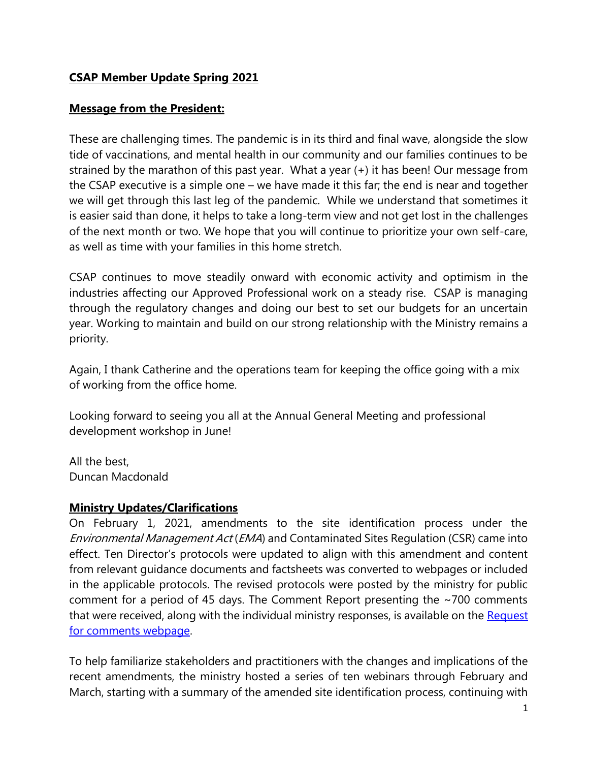**CSAP Member Update Spring 2021**

**Message from the President:**

These are challenging times. The pandemic is in its third and final wave, alongside the slow tide of vaccinations, and mental health in our community and our families continues to be strained by the marathon of this past year. What a year (+) it has been! Our message from the CSAP executive is a simple one – we have made it this far; the end is near and together we will get through this last leg of the pandemic. While we understand that sometimes it is easier said than done, it helps to take a long-term view and not get lost in the challenges of the next month or two. We hope that you will continue to prioritize your own self-care, as well as time with your families in this home stretch.

CSAP continues to move steadily onward with economic activity and optimism in the industries affecting our Approved Professional work on a steady rise. CSAP is managing through the regulatory changes and doing our best to set our budgets for an uncertain year. Working to maintain and build on our strong relationship with the Ministry remains a priority.

Again, I thank Catherine and the operations team for keeping the office going with a mix of working from the office home.

Looking forward to seeing you all at the Annual General Meeting and professional development workshop in June!

All the best,
Duncan Macdonald

**Ministry Updates/Clarifications**

On February 1, 2021, amendments to the site identification process under the *Environmental Management Act* (*EMA*) and Contaminated Sites Regulation (CSR) came into effect. Ten Director's protocols were updated to align with this amendment and content from relevant guidance documents and factsheets was converted to webpages or included in the applicable protocols. The revised protocols were posted by the ministry for public comment for a period of 45 days. The Comment Report presenting the ~700 comments that were received, along with the individual ministry responses, is available on the [Request for comments webpage].

To help familiarize stakeholders and practitioners with the changes and implications of the recent amendments, the ministry hosted a series of ten webinars through February and March, starting with a summary of the amended site identification process, continuing with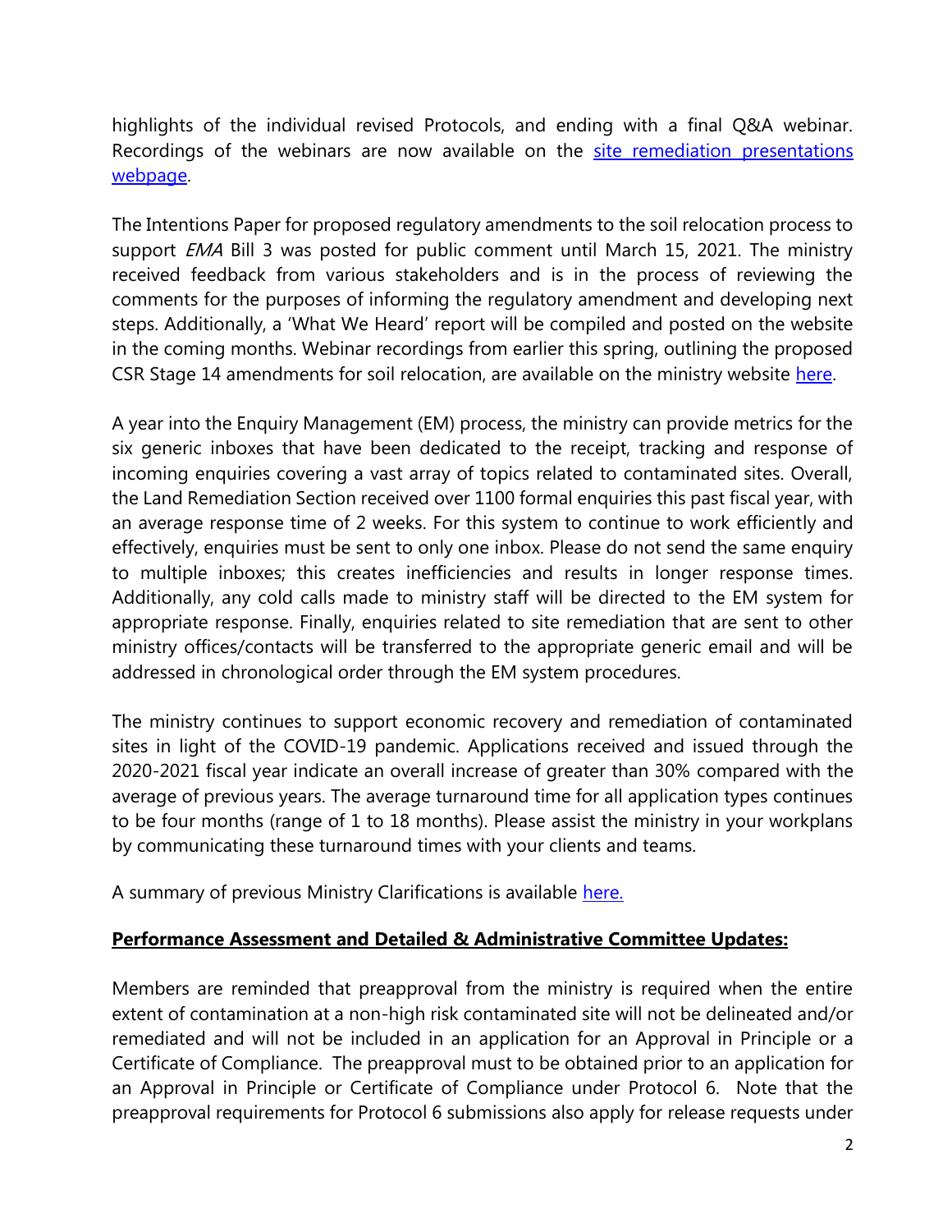highlights of the individual revised Protocols, and ending with a final Q&A webinar. Recordings of the webinars are now available on the [site remediation presentations webpage](#).

The Intentions Paper for proposed regulatory amendments to the soil relocation process to support *EMA* Bill 3 was posted for public comment until March 15, 2021. The ministry received feedback from various stakeholders and is in the process of reviewing the comments for the purposes of informing the regulatory amendment and developing next steps. Additionally, a 'What We Heard' report will be compiled and posted on the website in the coming months. Webinar recordings from earlier this spring, outlining the proposed CSR Stage 14 amendments for soil relocation, are available on the ministry website [here](#).

A year into the Enquiry Management (EM) process, the ministry can provide metrics for the six generic inboxes that have been dedicated to the receipt, tracking and response of incoming enquiries covering a vast array of topics related to contaminated sites. Overall, the Land Remediation Section received over 1100 formal enquiries this past fiscal year, with an average response time of 2 weeks. For this system to continue to work efficiently and effectively, enquiries must be sent to only one inbox. Please do not send the same enquiry to multiple inboxes; this creates inefficiencies and results in longer response times. Additionally, any cold calls made to ministry staff will be directed to the EM system for appropriate response. Finally, enquiries related to site remediation that are sent to other ministry offices/contacts will be transferred to the appropriate generic email and will be addressed in chronological order through the EM system procedures.

The ministry continues to support economic recovery and remediation of contaminated sites in light of the COVID-19 pandemic. Applications received and issued through the 2020-2021 fiscal year indicate an overall increase of greater than 30% compared with the average of previous years. The average turnaround time for all application types continues to be four months (range of 1 to 18 months). Please assist the ministry in your workplans by communicating these turnaround times with your clients and teams.

A summary of previous Ministry Clarifications is available [here.](#)

## Performance Assessment and Detailed & Administrative Committee Updates:

Members are reminded that preapproval from the ministry is required when the entire extent of contamination at a non-high risk contaminated site will not be delineated and/or remediated and will not be included in an application for an Approval in Principle or a Certificate of Compliance. The preapproval must to be obtained prior to an application for an Approval in Principle or Certificate of Compliance under Protocol 6. Note that the preapproval requirements for Protocol 6 submissions also apply for release requests under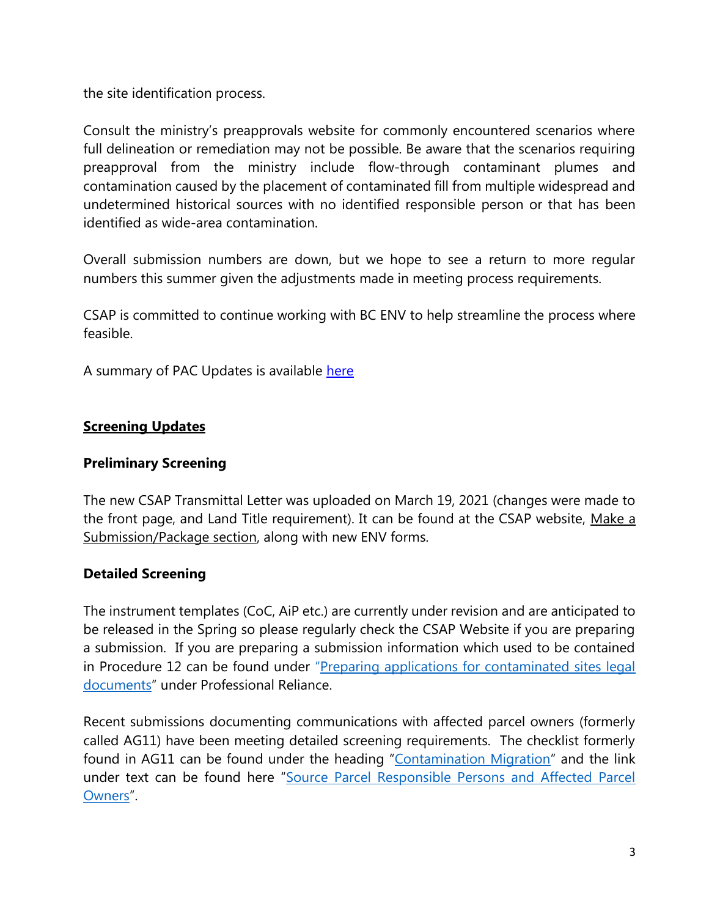the site identification process.

Consult the ministry's preapprovals website for commonly encountered scenarios where full delineation or remediation may not be possible. Be aware that the scenarios requiring preapproval from the ministry include flow-through contaminant plumes and contamination caused by the placement of contaminated fill from multiple widespread and undetermined historical sources with no identified responsible person or that has been identified as wide-area contamination.

Overall submission numbers are down, but we hope to see a return to more regular numbers this summer given the adjustments made in meeting process requirements.

CSAP is committed to continue working with BC ENV to help streamline the process where feasible.

A summary of PAC Updates is available here

## Screening Updates

### Preliminary Screening

The new CSAP Transmittal Letter was uploaded on March 19, 2021 (changes were made to the front page, and Land Title requirement). It can be found at the CSAP website, Make a Submission/Package section, along with new ENV forms.

### Detailed Screening

The instrument templates (CoC, AiP etc.) are currently under revision and are anticipated to be released in the Spring so please regularly check the CSAP Website if you are preparing a submission. If you are preparing a submission information which used to be contained in Procedure 12 can be found under "Preparing applications for contaminated sites legal documents" under Professional Reliance.

Recent submissions documenting communications with affected parcel owners (formerly called AG11) have been meeting detailed screening requirements. The checklist formerly found in AG11 can be found under the heading "Contamination Migration" and the link under text can be found here "Source Parcel Responsible Persons and Affected Parcel Owners".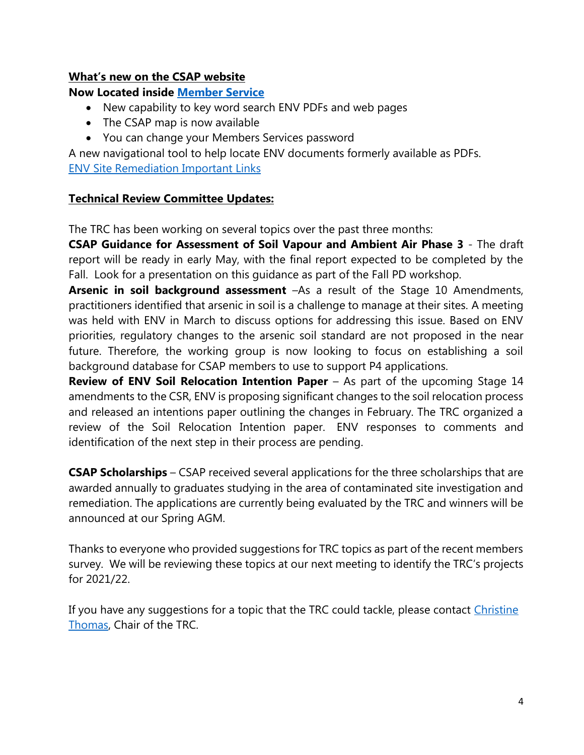**What's new on the CSAP website**

**Now Located inside Member Service**

- New capability to key word search ENV PDFs and web pages
- The CSAP map is now available
- You can change your Members Services password

A new navigational tool to help locate ENV documents formerly available as PDFs.
ENV Site Remediation Important Links

**Technical Review Committee Updates:**

The TRC has been working on several topics over the past three months:
**CSAP Guidance for Assessment of Soil Vapour and Ambient Air Phase 3** - The draft report will be ready in early May, with the final report expected to be completed by the Fall. Look for a presentation on this guidance as part of the Fall PD workshop.
**Arsenic in soil background assessment** –As a result of the Stage 10 Amendments, practitioners identified that arsenic in soil is a challenge to manage at their sites. A meeting was held with ENV in March to discuss options for addressing this issue. Based on ENV priorities, regulatory changes to the arsenic soil standard are not proposed in the near future. Therefore, the working group is now looking to focus on establishing a soil background database for CSAP members to use to support P4 applications.
**Review of ENV Soil Relocation Intention Paper** – As part of the upcoming Stage 14 amendments to the CSR, ENV is proposing significant changes to the soil relocation process and released an intentions paper outlining the changes in February. The TRC organized a review of the Soil Relocation Intention paper. ENV responses to comments and identification of the next step in their process are pending.

**CSAP Scholarships** – CSAP received several applications for the three scholarships that are awarded annually to graduates studying in the area of contaminated site investigation and remediation. The applications are currently being evaluated by the TRC and winners will be announced at our Spring AGM.

Thanks to everyone who provided suggestions for TRC topics as part of the recent members survey. We will be reviewing these topics at our next meeting to identify the TRC's projects for 2021/22.

If you have any suggestions for a topic that the TRC could tackle, please contact Christine Thomas, Chair of the TRC.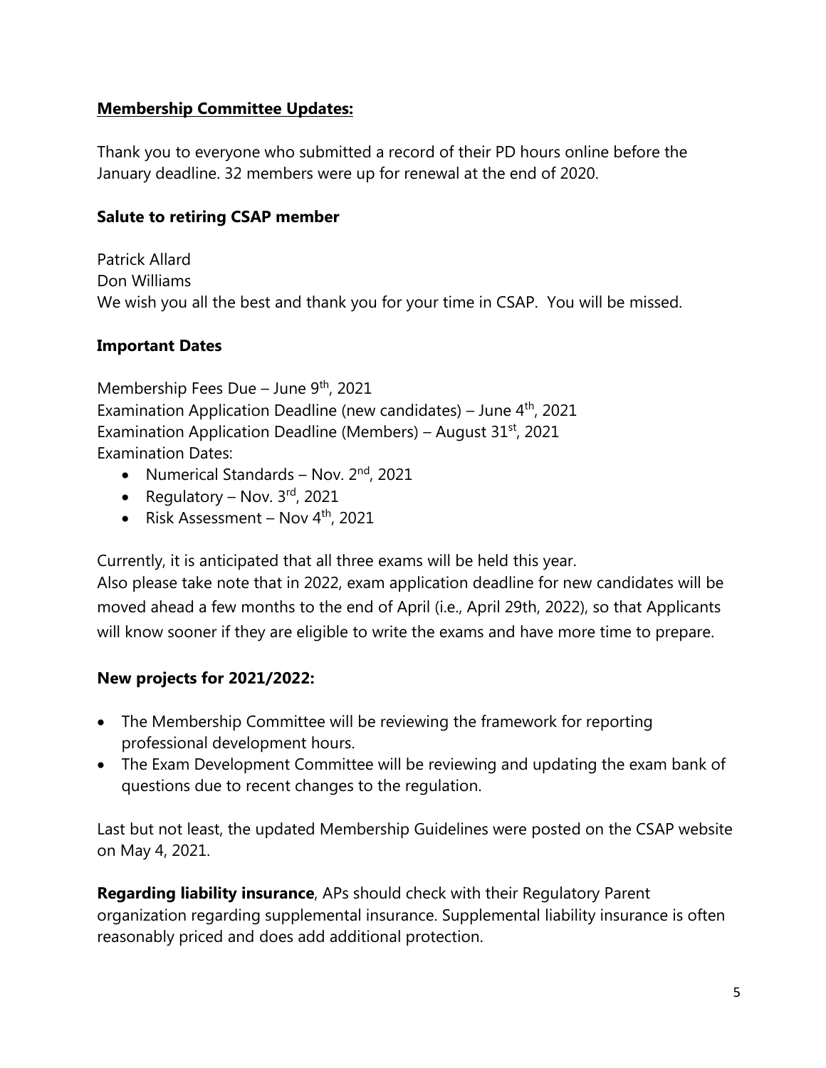## **Membership Committee Updates:**

Thank you to everyone who submitted a record of their PD hours online before the January deadline. 32 members were up for renewal at the end of 2020.

### Salute to retiring CSAP member

Patrick Allard
Don Williams
We wish you all the best and thank you for your time in CSAP. You will be missed.

### Important Dates

Membership Fees Due – June 9th, 2021
Examination Application Deadline (new candidates) – June 4th, 2021
Examination Application Deadline (Members) – August 31st, 2021
Examination Dates:

- Numerical Standards – Nov. 2nd, 2021
- Regulatory – Nov. 3rd, 2021
- Risk Assessment – Nov 4th, 2021

Currently, it is anticipated that all three exams will be held this year.
Also please take note that in 2022, exam application deadline for new candidates will be moved ahead a few months to the end of April (i.e., April 29th, 2022), so that Applicants will know sooner if they are eligible to write the exams and have more time to prepare.

### New projects for 2021/2022:

- The Membership Committee will be reviewing the framework for reporting professional development hours.
- The Exam Development Committee will be reviewing and updating the exam bank of questions due to recent changes to the regulation.

Last but not least, the updated Membership Guidelines were posted on the CSAP website on May 4, 2021.

**Regarding liability insurance**, APs should check with their Regulatory Parent organization regarding supplemental insurance. Supplemental liability insurance is often reasonably priced and does add additional protection.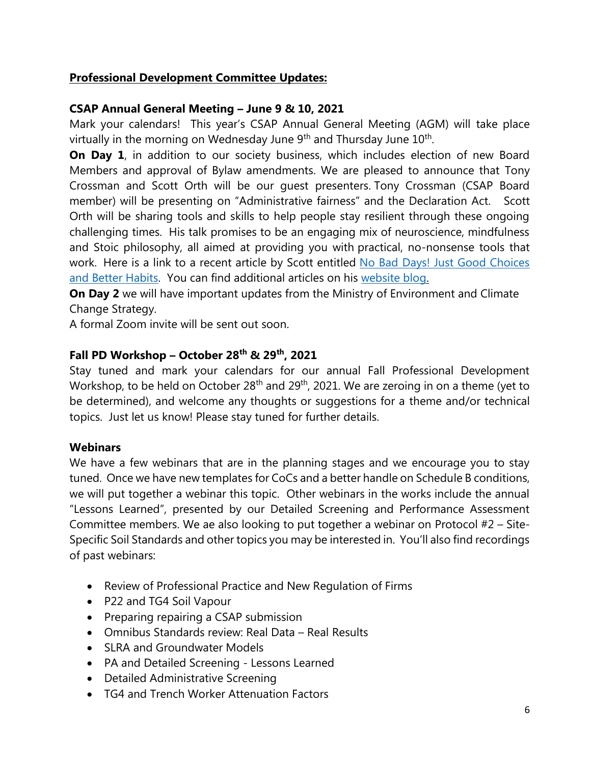**Professional Development Committee Updates:**

**CSAP Annual General Meeting – June 9 & 10, 2021**

Mark your calendars! This year's CSAP Annual General Meeting (AGM) will take place virtually in the morning on Wednesday June 9th and Thursday June 10th.

**On Day 1**, in addition to our society business, which includes election of new Board Members and approval of Bylaw amendments. We are pleased to announce that Tony Crossman and Scott Orth will be our guest presenters. Tony Crossman (CSAP Board member) will be presenting on "Administrative fairness" and the Declaration Act. Scott Orth will be sharing tools and skills to help people stay resilient through these ongoing challenging times. His talk promises to be an engaging mix of neuroscience, mindfulness and Stoic philosophy, all aimed at providing you with practical, no-nonsense tools that work. Here is a link to a recent article by Scott entitled No Bad Days! Just Good Choices and Better Habits. You can find additional articles on his website blog.

**On Day 2** we will have important updates from the Ministry of Environment and Climate Change Strategy.

A formal Zoom invite will be sent out soon.

**Fall PD Workshop – October 28th & 29th, 2021**

Stay tuned and mark your calendars for our annual Fall Professional Development Workshop, to be held on October 28th and 29th, 2021. We are zeroing in on a theme (yet to be determined), and welcome any thoughts or suggestions for a theme and/or technical topics. Just let us know! Please stay tuned for further details.

**Webinars**

We have a few webinars that are in the planning stages and we encourage you to stay tuned. Once we have new templates for CoCs and a better handle on Schedule B conditions, we will put together a webinar this topic. Other webinars in the works include the annual "Lessons Learned", presented by our Detailed Screening and Performance Assessment Committee members. We ae also looking to put together a webinar on Protocol #2 – Site-Specific Soil Standards and other topics you may be interested in. You'll also find recordings of past webinars:

- Review of Professional Practice and New Regulation of Firms
- P22 and TG4 Soil Vapour
- Preparing repairing a CSAP submission
- Omnibus Standards review: Real Data – Real Results
- SLRA and Groundwater Models
- PA and Detailed Screening - Lessons Learned
- Detailed Administrative Screening
- TG4 and Trench Worker Attenuation Factors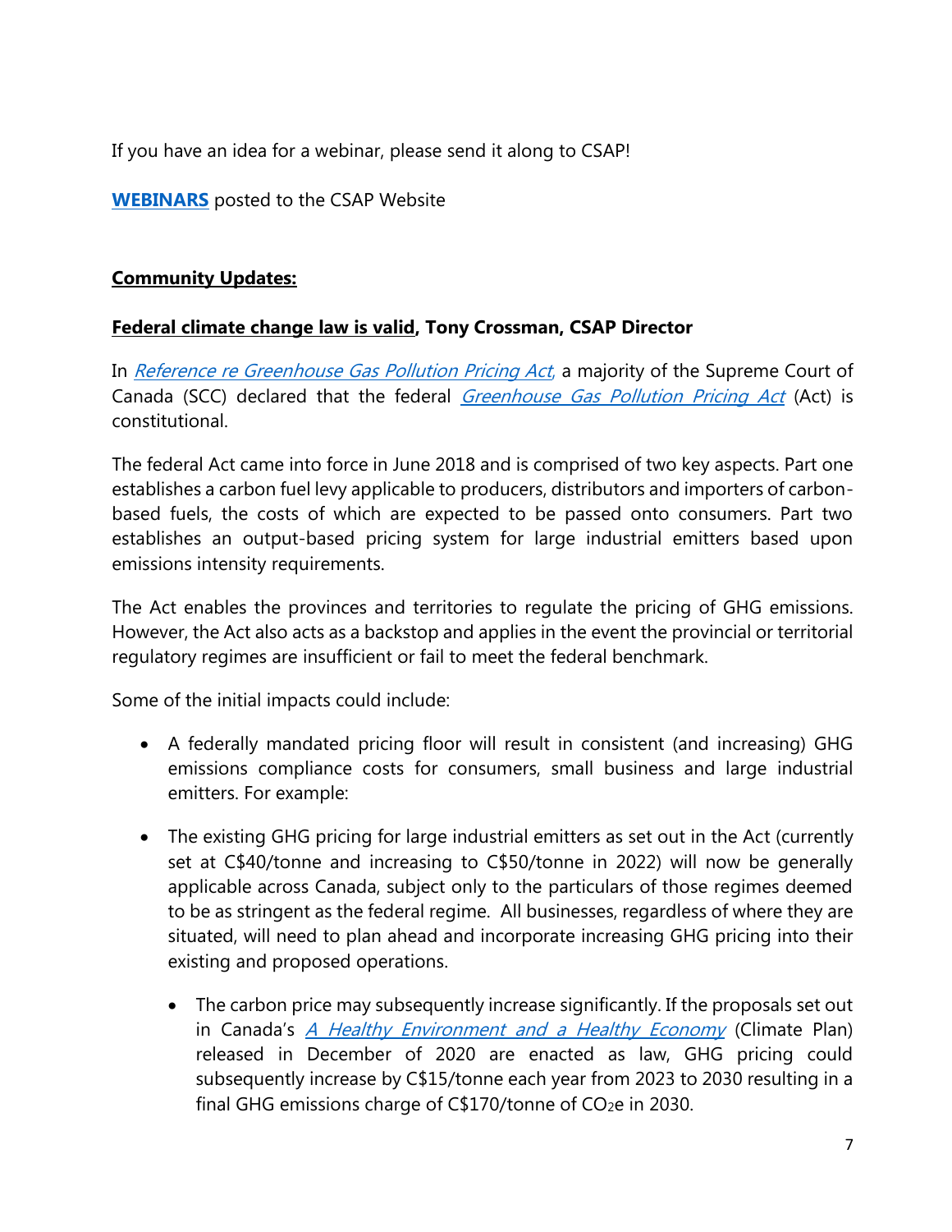If you have an idea for a webinar, please send it along to CSAP!

**WEBINARS** posted to the CSAP Website

**Community Updates:**

**Federal climate change law is valid, Tony Crossman, CSAP Director**

In *Reference re Greenhouse Gas Pollution Pricing Act*, a majority of the Supreme Court of Canada (SCC) declared that the federal *Greenhouse Gas Pollution Pricing Act* (Act) is constitutional.

The federal Act came into force in June 2018 and is comprised of two key aspects. Part one establishes a carbon fuel levy applicable to producers, distributors and importers of carbon-based fuels, the costs of which are expected to be passed onto consumers. Part two establishes an output-based pricing system for large industrial emitters based upon emissions intensity requirements.

The Act enables the provinces and territories to regulate the pricing of GHG emissions. However, the Act also acts as a backstop and applies in the event the provincial or territorial regulatory regimes are insufficient or fail to meet the federal benchmark.

Some of the initial impacts could include:

- A federally mandated pricing floor will result in consistent (and increasing) GHG emissions compliance costs for consumers, small business and large industrial emitters. For example:
- The existing GHG pricing for large industrial emitters as set out in the Act (currently set at C$40/tonne and increasing to C$50/tonne in 2022) will now be generally applicable across Canada, subject only to the particulars of those regimes deemed to be as stringent as the federal regime. All businesses, regardless of where they are situated, will need to plan ahead and incorporate increasing GHG pricing into their existing and proposed operations.
    - The carbon price may subsequently increase significantly. If the proposals set out in Canada's *A Healthy Environment and a Healthy Economy* (Climate Plan) released in December of 2020 are enacted as law, GHG pricing could subsequently increase by C$15/tonne each year from 2023 to 2030 resulting in a final GHG emissions charge of C$170/tonne of $CO_2e$ in 2030.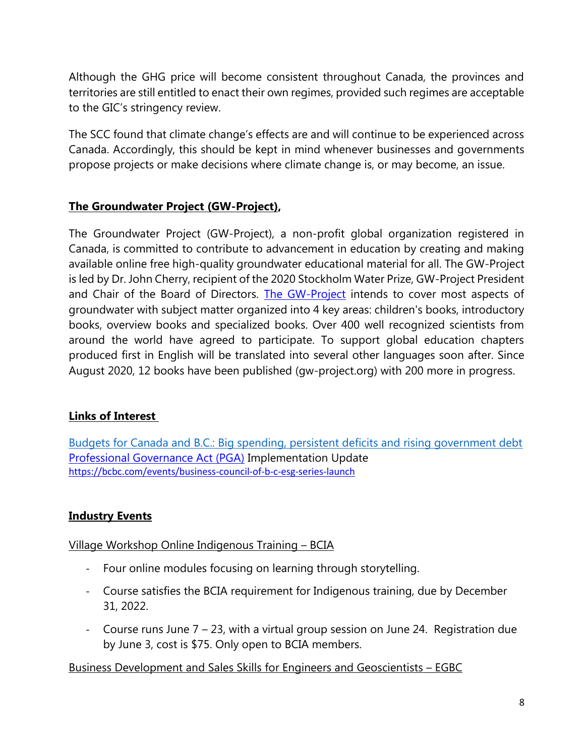Although the GHG price will become consistent throughout Canada, the provinces and territories are still entitled to enact their own regimes, provided such regimes are acceptable to the GIC's stringency review.

The SCC found that climate change's effects are and will continue to be experienced across Canada. Accordingly, this should be kept in mind whenever businesses and governments propose projects or make decisions where climate change is, or may become, an issue.

## **The Groundwater Project (GW-Project),**

The Groundwater Project (GW-Project), a non-profit global organization registered in Canada, is committed to contribute to advancement in education by creating and making available online free high-quality groundwater educational material for all. The GW-Project is led by Dr. John Cherry, recipient of the 2020 Stockholm Water Prize, GW-Project President and Chair of the Board of Directors. The GW-Project intends to cover most aspects of groundwater with subject matter organized into 4 key areas: children's books, introductory books, overview books and specialized books. Over 400 well recognized scientists from around the world have agreed to participate. To support global education chapters produced first in English will be translated into several other languages soon after. Since August 2020, 12 books have been published (gw-project.org) with 200 more in progress.

## **Links of Interest**

Budgets for Canada and B.C.: Big spending, persistent deficits and rising government debt
Professional Governance Act (PGA) Implementation Update
https://bcbc.com/events/business-council-of-b-c-esg-series-launch

## **Industry Events**

Village Workshop Online Indigenous Training – BCIA

- Four online modules focusing on learning through storytelling.
- Course satisfies the BCIA requirement for Indigenous training, due by December 31, 2022.
- Course runs June 7 – 23, with a virtual group session on June 24. Registration due by June 3, cost is $75. Only open to BCIA members.

Business Development and Sales Skills for Engineers and Geoscientists – EGBC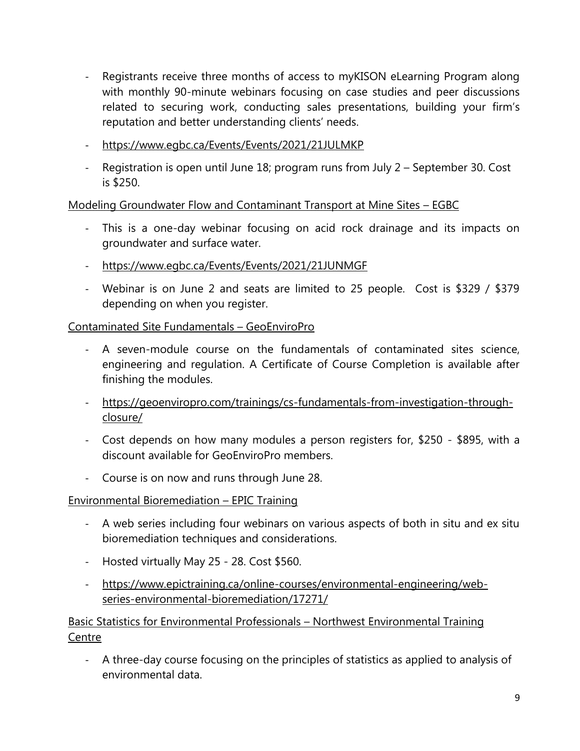- Registrants receive three months of access to myKISON eLearning Program along with monthly 90-minute webinars focusing on case studies and peer discussions related to securing work, conducting sales presentations, building your firm's reputation and better understanding clients' needs.
- https://www.egbc.ca/Events/Events/2021/21JULMKP
- Registration is open until June 18; program runs from July 2 – September 30. Cost is $250.

Modeling Groundwater Flow and Contaminant Transport at Mine Sites – EGBC

- This is a one-day webinar focusing on acid rock drainage and its impacts on groundwater and surface water.
- https://www.egbc.ca/Events/Events/2021/21JUNMGF
- Webinar is on June 2 and seats are limited to 25 people. Cost is $329 / $379 depending on when you register.

Contaminated Site Fundamentals – GeoEnviroPro

- A seven-module course on the fundamentals of contaminated sites science, engineering and regulation. A Certificate of Course Completion is available after finishing the modules.
- https://geoenviropro.com/trainings/cs-fundamentals-from-investigation-through-closure/
- Cost depends on how many modules a person registers for, $250 - $895, with a discount available for GeoEnviroPro members.
- Course is on now and runs through June 28.

Environmental Bioremediation – EPIC Training

- A web series including four webinars on various aspects of both in situ and ex situ bioremediation techniques and considerations.
- Hosted virtually May 25 - 28. Cost $560.
- https://www.epictraining.ca/online-courses/environmental-engineering/web-series-environmental-bioremediation/17271/

Basic Statistics for Environmental Professionals – Northwest Environmental Training Centre

- A three-day course focusing on the principles of statistics as applied to analysis of environmental data.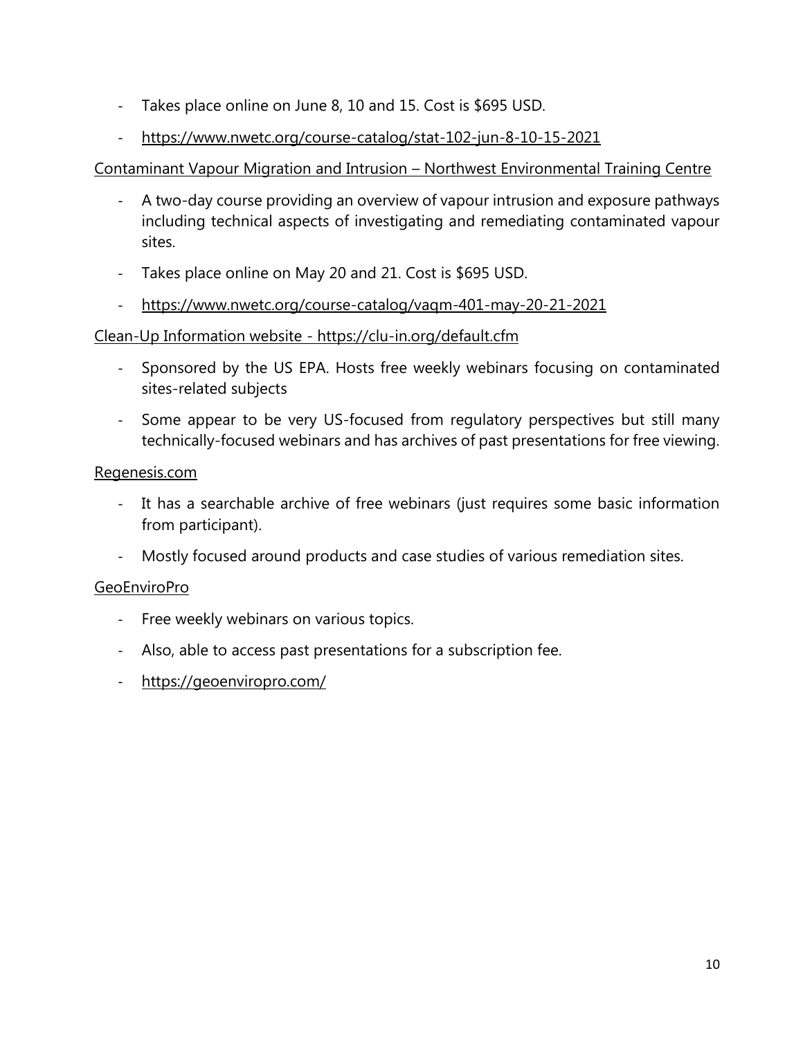- Takes place online on June 8, 10 and 15. Cost is $695 USD.
- https://www.nwetc.org/course-catalog/stat-102-jun-8-10-15-2021

Contaminant Vapour Migration and Intrusion – Northwest Environmental Training Centre

- A two-day course providing an overview of vapour intrusion and exposure pathways including technical aspects of investigating and remediating contaminated vapour sites.
- Takes place online on May 20 and 21. Cost is $695 USD.
- https://www.nwetc.org/course-catalog/vaqm-401-may-20-21-2021

Clean-Up Information website - https://clu-in.org/default.cfm

- Sponsored by the US EPA. Hosts free weekly webinars focusing on contaminated sites-related subjects
- Some appear to be very US-focused from regulatory perspectives but still many technically-focused webinars and has archives of past presentations for free viewing.

Regenesis.com

- It has a searchable archive of free webinars (just requires some basic information from participant).
- Mostly focused around products and case studies of various remediation sites.

GeoEnviroPro

- Free weekly webinars on various topics.
- Also, able to access past presentations for a subscription fee.
- https://geoenviropro.com/